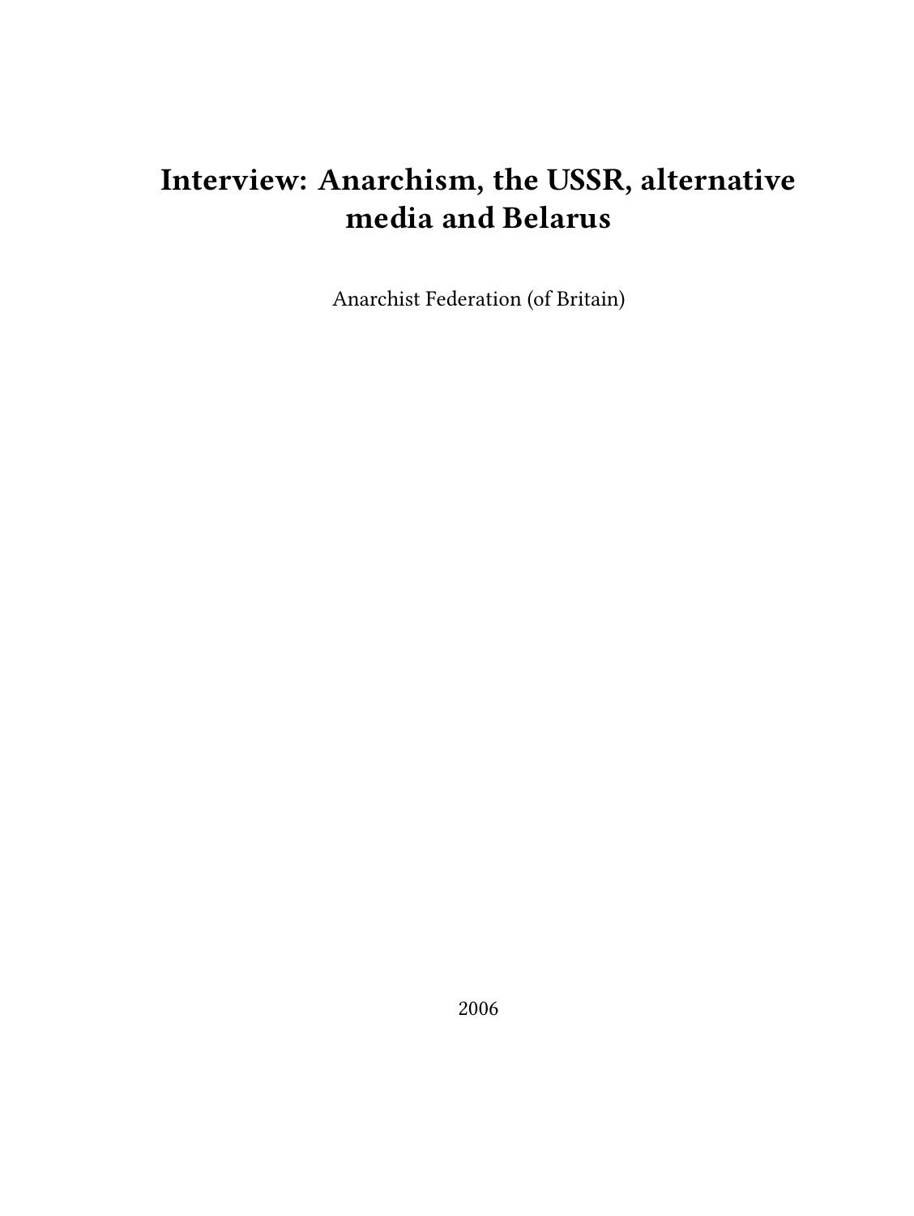# Interview: Anarchism, the USSR, alternative media and Belarus

Anarchist Federation (of Britain)

2006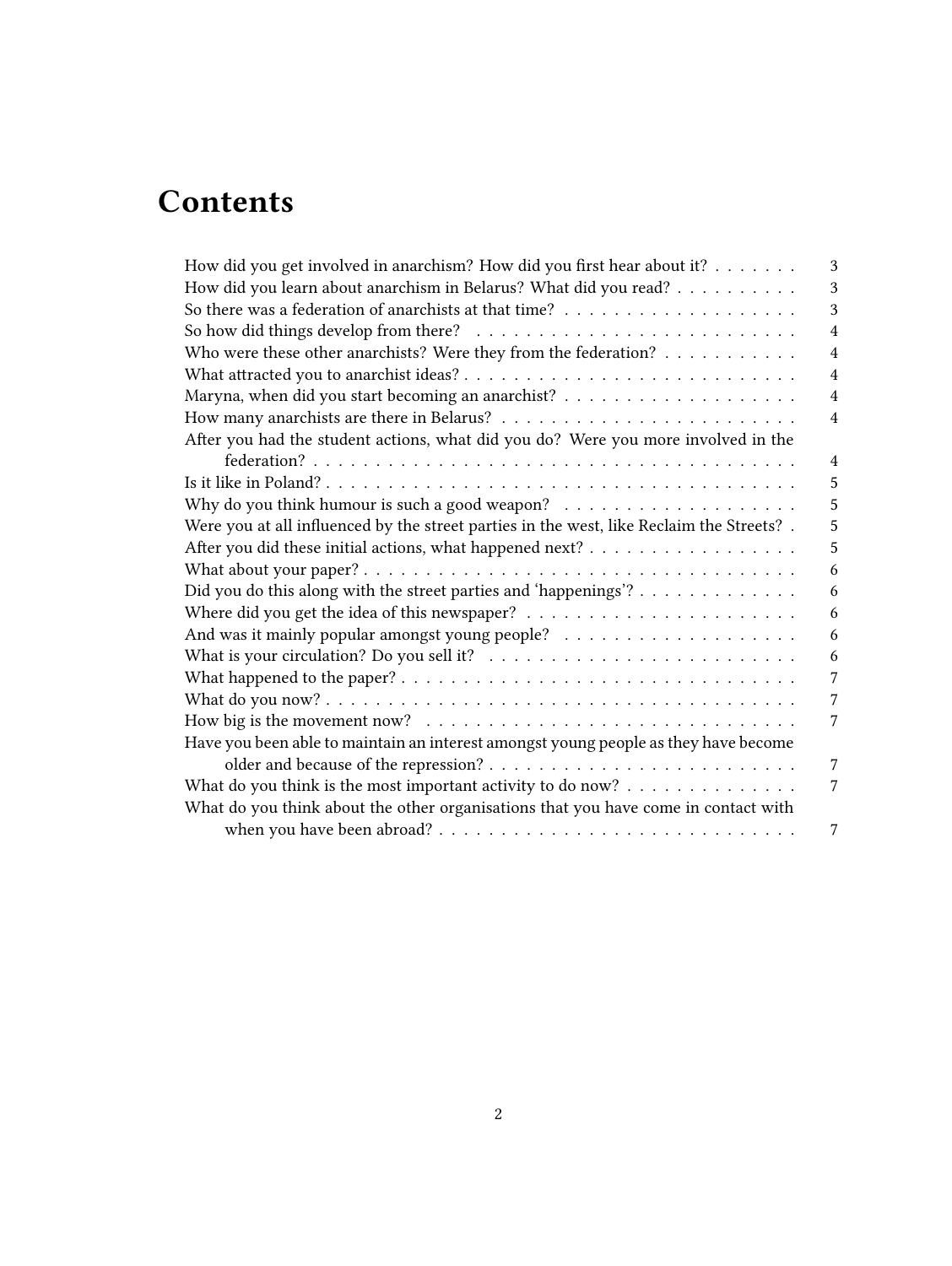# Contents

- How did you get involved in anarchism? How did you first hear about it? . . . . . . . 3
- How did you learn about anarchism in Belarus? What did you read? . . . . . . . . . . 3
- So there was a federation of anarchists at that time? . . . . . . . . . . . . . . . . . . . 3
- So how did things develop from there? . . . . . . . . . . . . . . . . . . . . . . . . . . 4
- Who were these other anarchists? Were they from the federation? . . . . . . . . . . . 4
- What attracted you to anarchist ideas? . . . . . . . . . . . . . . . . . . . . . . . . . . 4
- Maryna, when did you start becoming an anarchist? . . . . . . . . . . . . . . . . . . . 4
- How many anarchists are there in Belarus? . . . . . . . . . . . . . . . . . . . . . . . . 4
- After you had the student actions, what did you do? Were you more involved in the federation? . . . . . . . . . . . . . . . . . . . . . . . . . . . . . . . . . . . . . . . . 4
- Is it like in Poland? . . . . . . . . . . . . . . . . . . . . . . . . . . . . . . . . . . . . . 5
- Why do you think humour is such a good weapon? . . . . . . . . . . . . . . . . . . . 5
- Were you at all influenced by the street parties in the west, like Reclaim the Streets? . 5
- After you did these initial actions, what happened next? . . . . . . . . . . . . . . . . . 5
- What about your paper? . . . . . . . . . . . . . . . . . . . . . . . . . . . . . . . . . . . 6
- Did you do this along with the street parties and 'happenings'? . . . . . . . . . . . . . 6
- Where did you get the idea of this newspaper? . . . . . . . . . . . . . . . . . . . . . . 6
- And was it mainly popular amongst young people? . . . . . . . . . . . . . . . . . . . 6
- What is your circulation? Do you sell it? . . . . . . . . . . . . . . . . . . . . . . . . . 6
- What happened to the paper? . . . . . . . . . . . . . . . . . . . . . . . . . . . . . . . . 7
- What do you now? . . . . . . . . . . . . . . . . . . . . . . . . . . . . . . . . . . . . . . 7
- How big is the movement now? . . . . . . . . . . . . . . . . . . . . . . . . . . . . . . 7
- Have you been able to maintain an interest amongst young people as they have become older and because of the repression? . . . . . . . . . . . . . . . . . . . . . . . . . 7
- What do you think is the most important activity to do now? . . . . . . . . . . . . . . 7
- What do you think about the other organisations that you have come in contact with when you have been abroad? . . . . . . . . . . . . . . . . . . . . . . . . . . . . . 7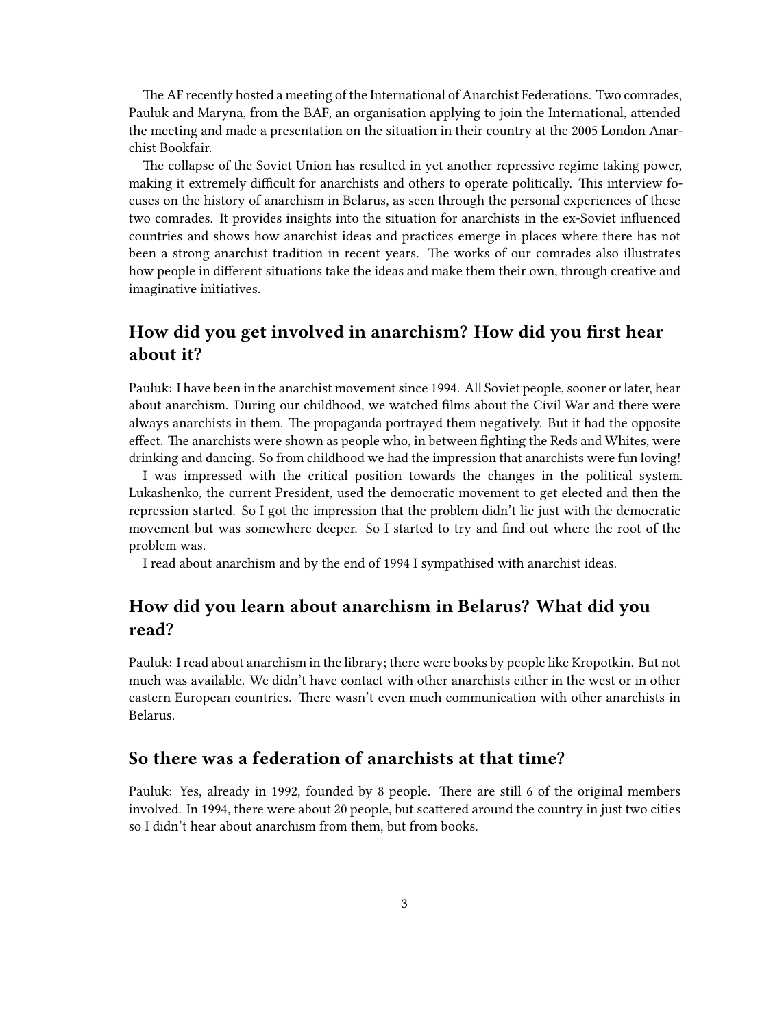The AF recently hosted a meeting of the International of Anarchist Federations. Two comrades, Pauluk and Maryna, from the BAF, an organisation applying to join the International, attended the meeting and made a presentation on the situation in their country at the 2005 London Anarchist Bookfair.

The collapse of the Soviet Union has resulted in yet another repressive regime taking power, making it extremely difficult for anarchists and others to operate politically. This interview focuses on the history of anarchism in Belarus, as seen through the personal experiences of these two comrades. It provides insights into the situation for anarchists in the ex-Soviet influenced countries and shows how anarchist ideas and practices emerge in places where there has not been a strong anarchist tradition in recent years. The works of our comrades also illustrates how people in different situations take the ideas and make them their own, through creative and imaginative initiatives.

## How did you get involved in anarchism? How did you first hear about it?

Pauluk: I have been in the anarchist movement since 1994. All Soviet people, sooner or later, hear about anarchism. During our childhood, we watched films about the Civil War and there were always anarchists in them. The propaganda portrayed them negatively. But it had the opposite effect. The anarchists were shown as people who, in between fighting the Reds and Whites, were drinking and dancing. So from childhood we had the impression that anarchists were fun loving!

I was impressed with the critical position towards the changes in the political system. Lukashenko, the current President, used the democratic movement to get elected and then the repression started. So I got the impression that the problem didn't lie just with the democratic movement but was somewhere deeper. So I started to try and find out where the root of the problem was.

I read about anarchism and by the end of 1994 I sympathised with anarchist ideas.

## How did you learn about anarchism in Belarus? What did you read?

Pauluk: I read about anarchism in the library; there were books by people like Kropotkin. But not much was available. We didn't have contact with other anarchists either in the west or in other eastern European countries. There wasn't even much communication with other anarchists in Belarus.

## So there was a federation of anarchists at that time?

Pauluk: Yes, already in 1992, founded by 8 people. There are still 6 of the original members involved. In 1994, there were about 20 people, but scattered around the country in just two cities so I didn't hear about anarchism from them, but from books.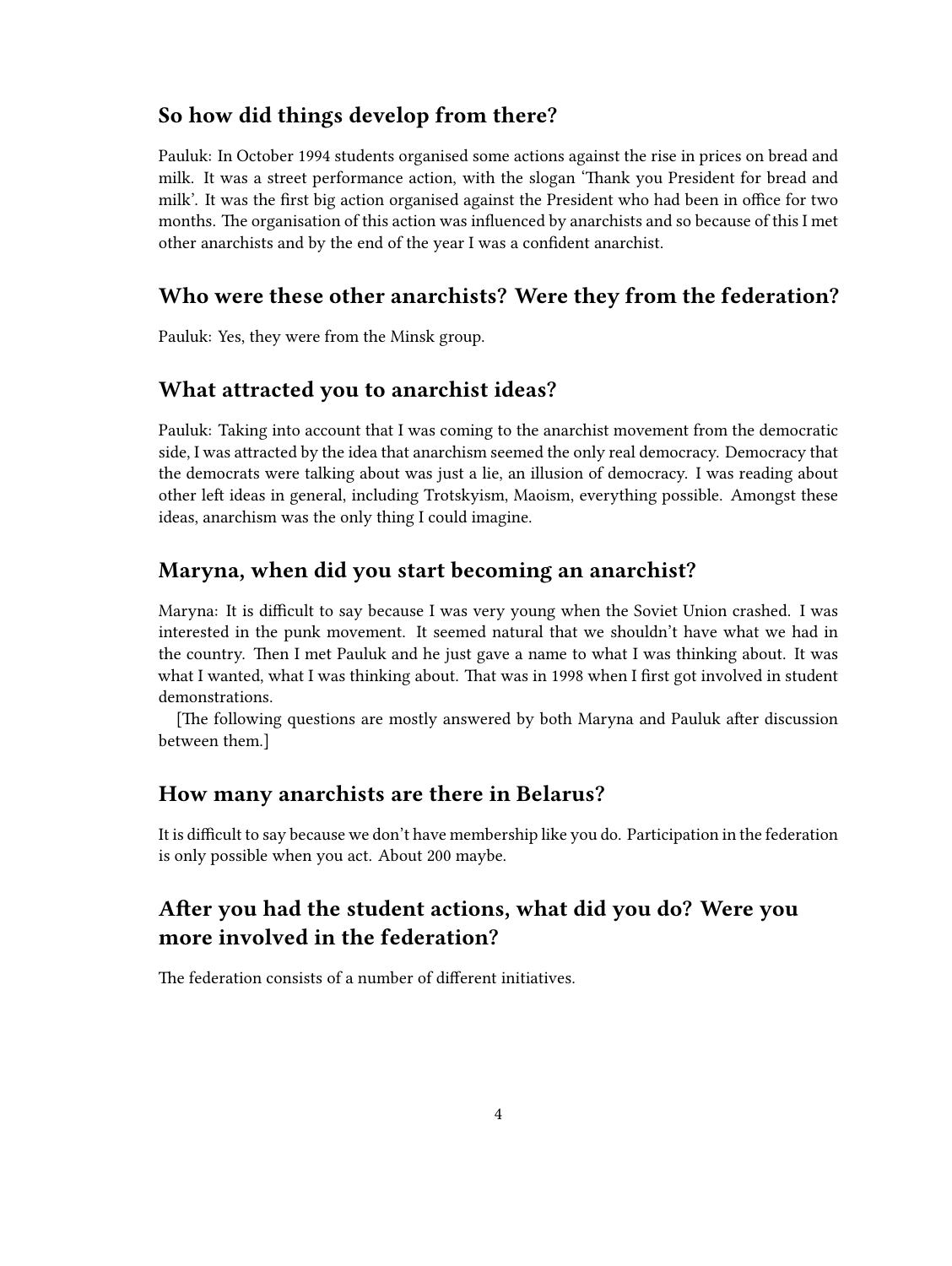## So how did things develop from there?

Pauluk: In October 1994 students organised some actions against the rise in prices on bread and milk. It was a street performance action, with the slogan 'Thank you President for bread and milk'. It was the first big action organised against the President who had been in office for two months. The organisation of this action was influenced by anarchists and so because of this I met other anarchists and by the end of the year I was a confident anarchist.

## Who were these other anarchists? Were they from the federation?

Pauluk: Yes, they were from the Minsk group.

## What attracted you to anarchist ideas?

Pauluk: Taking into account that I was coming to the anarchist movement from the democratic side, I was attracted by the idea that anarchism seemed the only real democracy. Democracy that the democrats were talking about was just a lie, an illusion of democracy. I was reading about other left ideas in general, including Trotskyism, Maoism, everything possible. Amongst these ideas, anarchism was the only thing I could imagine.

## Maryna, when did you start becoming an anarchist?

Maryna: It is difficult to say because I was very young when the Soviet Union crashed. I was interested in the punk movement. It seemed natural that we shouldn't have what we had in the country. Then I met Pauluk and he just gave a name to what I was thinking about. It was what I wanted, what I was thinking about. That was in 1998 when I first got involved in student demonstrations.

[The following questions are mostly answered by both Maryna and Pauluk after discussion between them.]

## How many anarchists are there in Belarus?

It is difficult to say because we don't have membership like you do. Participation in the federation is only possible when you act. About 200 maybe.

## After you had the student actions, what did you do? Were you more involved in the federation?

The federation consists of a number of different initiatives.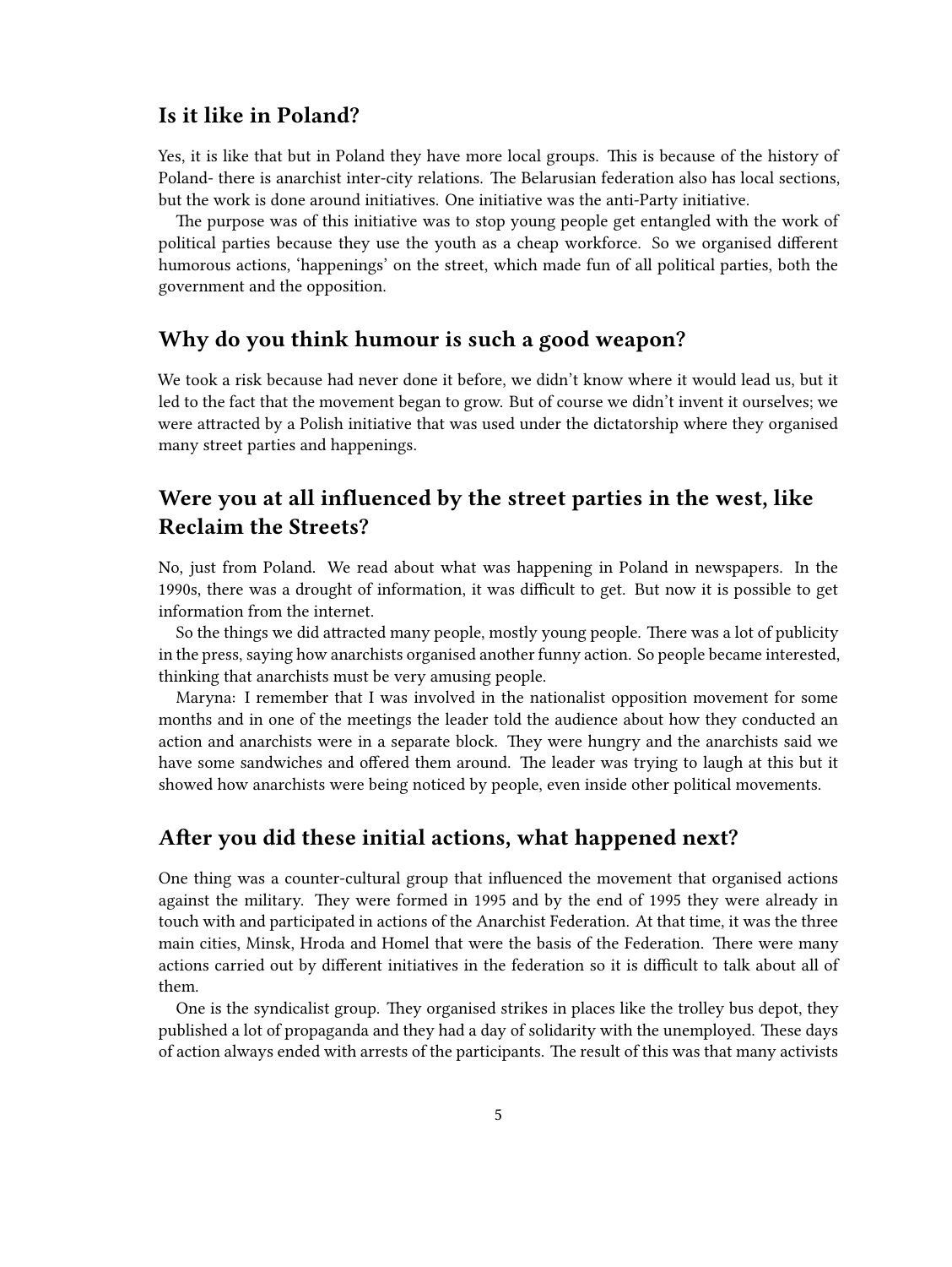## Is it like in Poland?

Yes, it is like that but in Poland they have more local groups. This is because of the history of Poland- there is anarchist inter-city relations. The Belarusian federation also has local sections, but the work is done around initiatives. One initiative was the anti-Party initiative.

The purpose was of this initiative was to stop young people get entangled with the work of political parties because they use the youth as a cheap workforce. So we organised different humorous actions, 'happenings' on the street, which made fun of all political parties, both the government and the opposition.

## Why do you think humour is such a good weapon?

We took a risk because had never done it before, we didn't know where it would lead us, but it led to the fact that the movement began to grow. But of course we didn't invent it ourselves; we were attracted by a Polish initiative that was used under the dictatorship where they organised many street parties and happenings.

## Were you at all influenced by the street parties in the west, like Reclaim the Streets?

No, just from Poland. We read about what was happening in Poland in newspapers. In the 1990s, there was a drought of information, it was difficult to get. But now it is possible to get information from the internet.

So the things we did attracted many people, mostly young people. There was a lot of publicity in the press, saying how anarchists organised another funny action. So people became interested, thinking that anarchists must be very amusing people.

Maryna: I remember that I was involved in the nationalist opposition movement for some months and in one of the meetings the leader told the audience about how they conducted an action and anarchists were in a separate block. They were hungry and the anarchists said we have some sandwiches and offered them around. The leader was trying to laugh at this but it showed how anarchists were being noticed by people, even inside other political movements.

## After you did these initial actions, what happened next?

One thing was a counter-cultural group that influenced the movement that organised actions against the military. They were formed in 1995 and by the end of 1995 they were already in touch with and participated in actions of the Anarchist Federation. At that time, it was the three main cities, Minsk, Hroda and Homel that were the basis of the Federation. There were many actions carried out by different initiatives in the federation so it is difficult to talk about all of them.

One is the syndicalist group. They organised strikes in places like the trolley bus depot, they published a lot of propaganda and they had a day of solidarity with the unemployed. These days of action always ended with arrests of the participants. The result of this was that many activists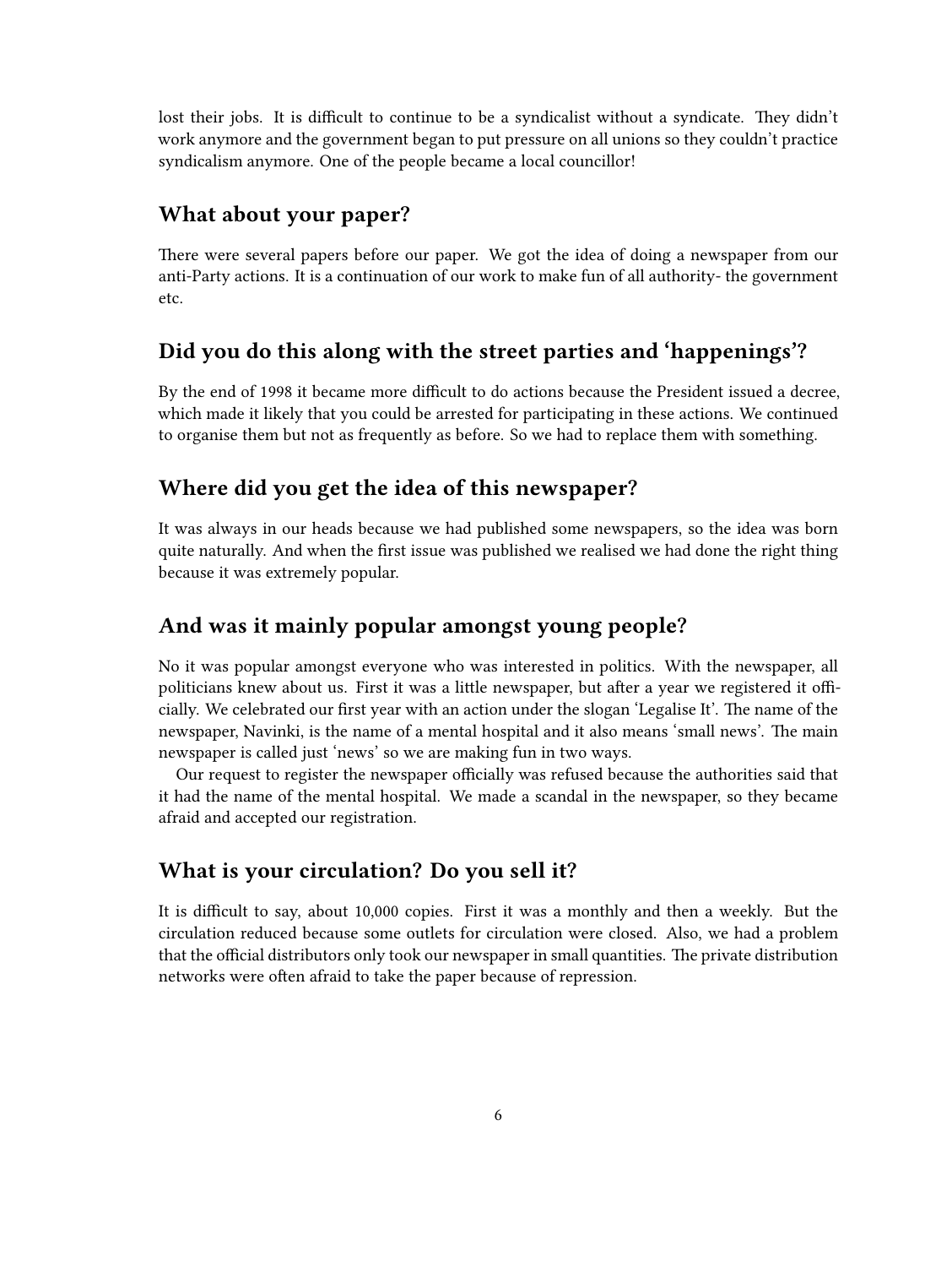lost their jobs. It is difficult to continue to be a syndicalist without a syndicate. They didn't work anymore and the government began to put pressure on all unions so they couldn't practice syndicalism anymore. One of the people became a local councillor!

## What about your paper?

There were several papers before our paper. We got the idea of doing a newspaper from our anti-Party actions. It is a continuation of our work to make fun of all authority- the government etc.

## Did you do this along with the street parties and 'happenings'?

By the end of 1998 it became more difficult to do actions because the President issued a decree, which made it likely that you could be arrested for participating in these actions. We continued to organise them but not as frequently as before. So we had to replace them with something.

## Where did you get the idea of this newspaper?

It was always in our heads because we had published some newspapers, so the idea was born quite naturally. And when the first issue was published we realised we had done the right thing because it was extremely popular.

## And was it mainly popular amongst young people?

No it was popular amongst everyone who was interested in politics. With the newspaper, all politicians knew about us. First it was a little newspaper, but after a year we registered it officially. We celebrated our first year with an action under the slogan 'Legalise It'. The name of the newspaper, Navinki, is the name of a mental hospital and it also means 'small news'. The main newspaper is called just 'news' so we are making fun in two ways.

Our request to register the newspaper officially was refused because the authorities said that it had the name of the mental hospital. We made a scandal in the newspaper, so they became afraid and accepted our registration.

## What is your circulation? Do you sell it?

It is difficult to say, about 10,000 copies. First it was a monthly and then a weekly. But the circulation reduced because some outlets for circulation were closed. Also, we had a problem that the official distributors only took our newspaper in small quantities. The private distribution networks were often afraid to take the paper because of repression.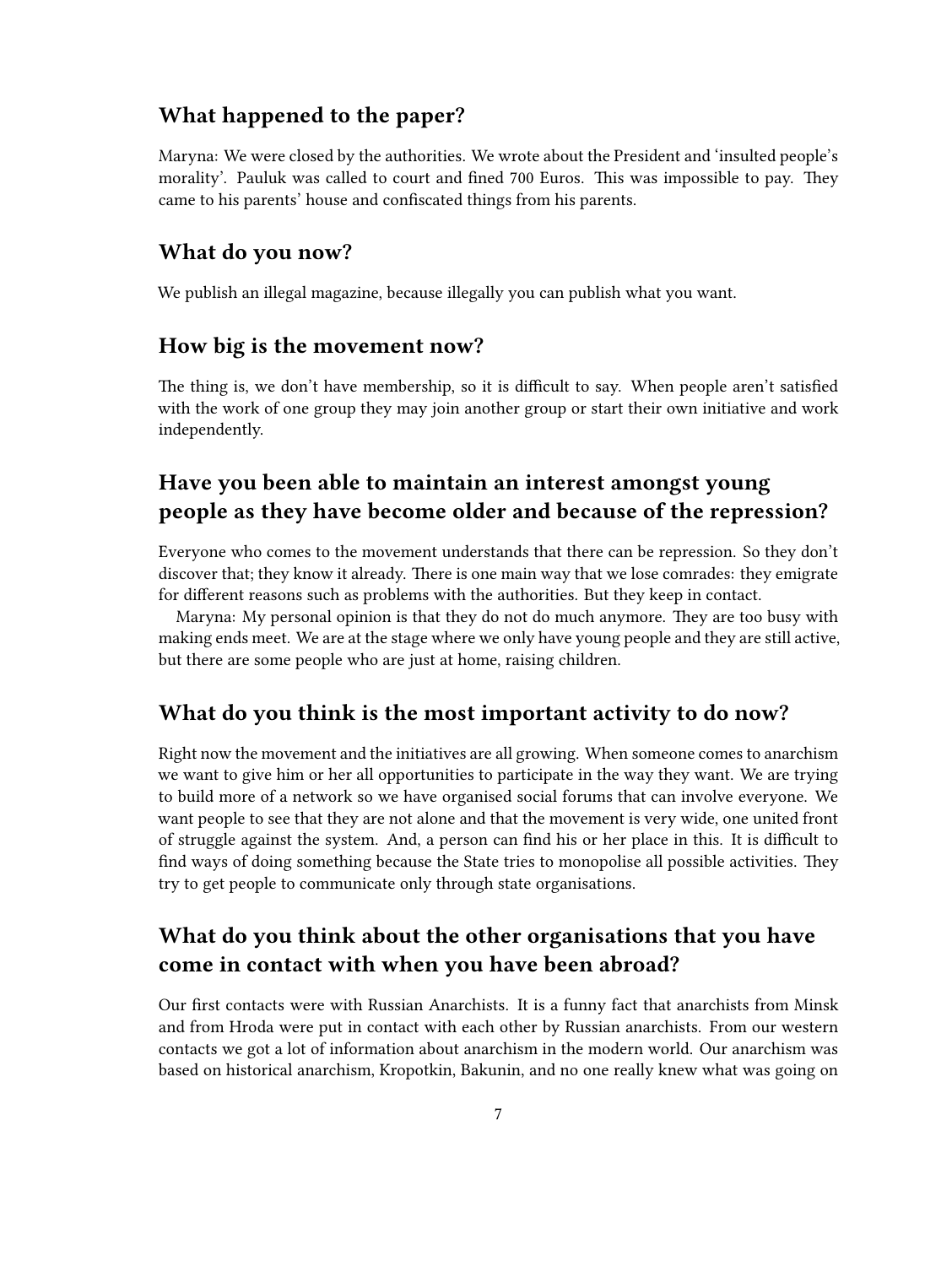## What happened to the paper?

Maryna: We were closed by the authorities. We wrote about the President and 'insulted people's morality'. Pauluk was called to court and fined 700 Euros. This was impossible to pay. They came to his parents' house and confiscated things from his parents.

## What do you now?

We publish an illegal magazine, because illegally you can publish what you want.

## How big is the movement now?

The thing is, we don't have membership, so it is difficult to say. When people aren't satisfied with the work of one group they may join another group or start their own initiative and work independently.

## Have you been able to maintain an interest amongst young people as they have become older and because of the repression?

Everyone who comes to the movement understands that there can be repression. So they don't discover that; they know it already. There is one main way that we lose comrades: they emigrate for different reasons such as problems with the authorities. But they keep in contact.

Maryna: My personal opinion is that they do not do much anymore. They are too busy with making ends meet. We are at the stage where we only have young people and they are still active, but there are some people who are just at home, raising children.

## What do you think is the most important activity to do now?

Right now the movement and the initiatives are all growing. When someone comes to anarchism we want to give him or her all opportunities to participate in the way they want. We are trying to build more of a network so we have organised social forums that can involve everyone. We want people to see that they are not alone and that the movement is very wide, one united front of struggle against the system. And, a person can find his or her place in this. It is difficult to find ways of doing something because the State tries to monopolise all possible activities. They try to get people to communicate only through state organisations.

## What do you think about the other organisations that you have come in contact with when you have been abroad?

Our first contacts were with Russian Anarchists. It is a funny fact that anarchists from Minsk and from Hroda were put in contact with each other by Russian anarchists. From our western contacts we got a lot of information about anarchism in the modern world. Our anarchism was based on historical anarchism, Kropotkin, Bakunin, and no one really knew what was going on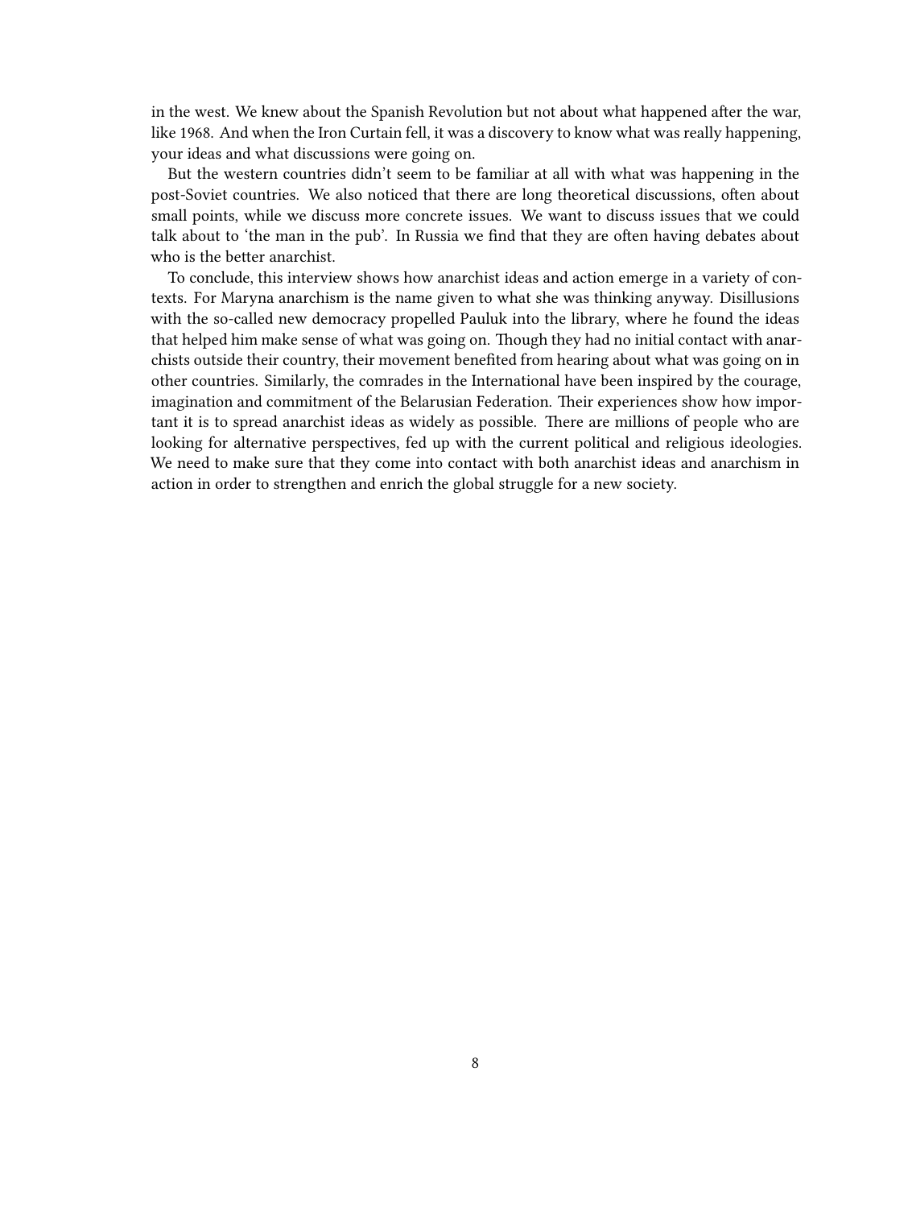in the west. We knew about the Spanish Revolution but not about what happened after the war, like 1968. And when the Iron Curtain fell, it was a discovery to know what was really happening, your ideas and what discussions were going on.

But the western countries didn't seem to be familiar at all with what was happening in the post-Soviet countries. We also noticed that there are long theoretical discussions, often about small points, while we discuss more concrete issues. We want to discuss issues that we could talk about to 'the man in the pub'. In Russia we find that they are often having debates about who is the better anarchist.

To conclude, this interview shows how anarchist ideas and action emerge in a variety of contexts. For Maryna anarchism is the name given to what she was thinking anyway. Disillusions with the so-called new democracy propelled Pauluk into the library, where he found the ideas that helped him make sense of what was going on. Though they had no initial contact with anarchists outside their country, their movement benefited from hearing about what was going on in other countries. Similarly, the comrades in the International have been inspired by the courage, imagination and commitment of the Belarusian Federation. Their experiences show how important it is to spread anarchist ideas as widely as possible. There are millions of people who are looking for alternative perspectives, fed up with the current political and religious ideologies. We need to make sure that they come into contact with both anarchist ideas and anarchism in action in order to strengthen and enrich the global struggle for a new society.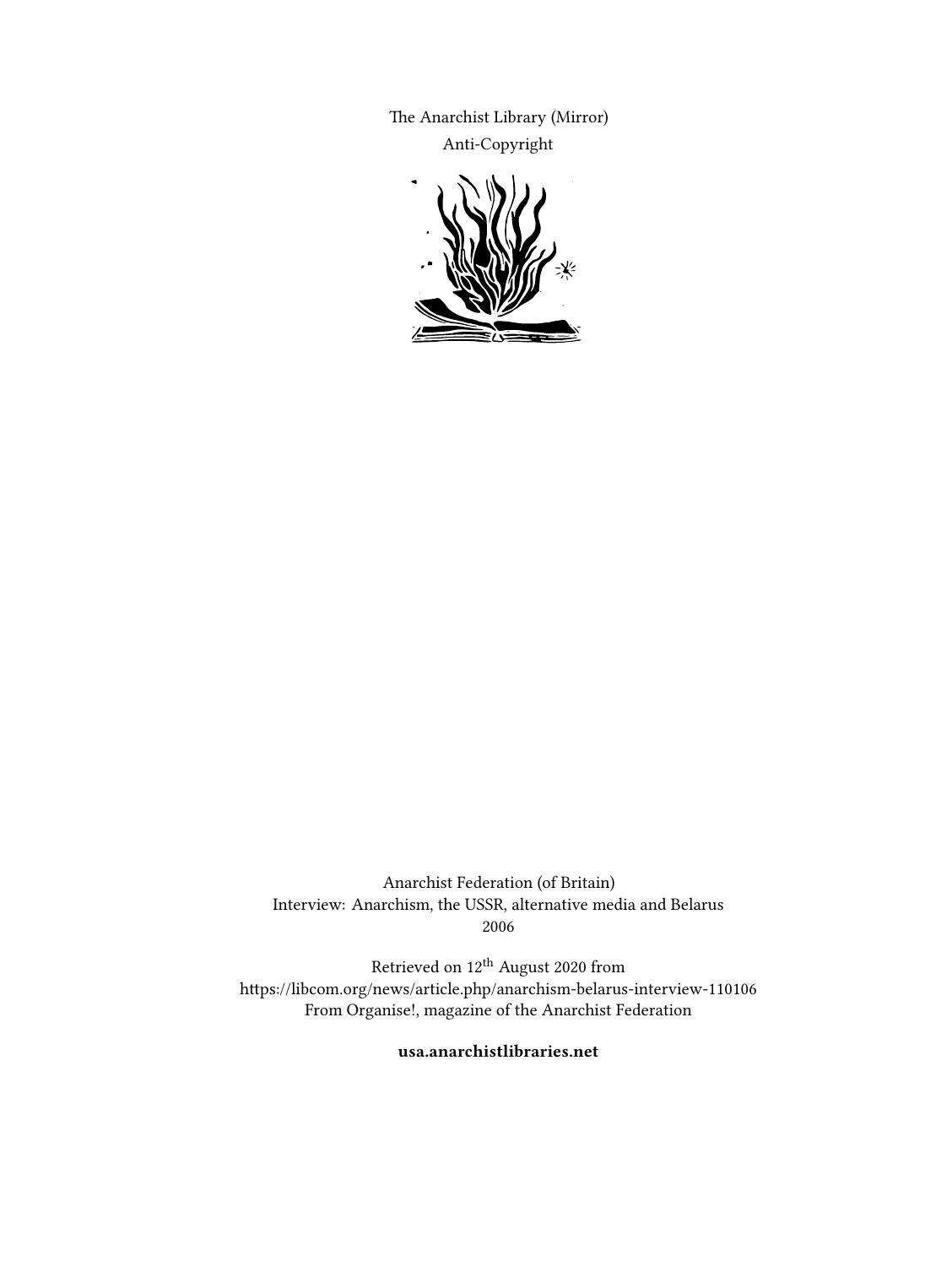The Anarchist Library (Mirror)
Anti-Copyright

Anarchist Federation (of Britain)
Interview: Anarchism, the USSR, alternative media and Belarus
2006

Retrieved on 12th August 2020 from
https://libcom.org/news/article.php/anarchism-belarus-interview-110106
From Organise!, magazine of the Anarchist Federation

**usa.anarchistlibraries.net**